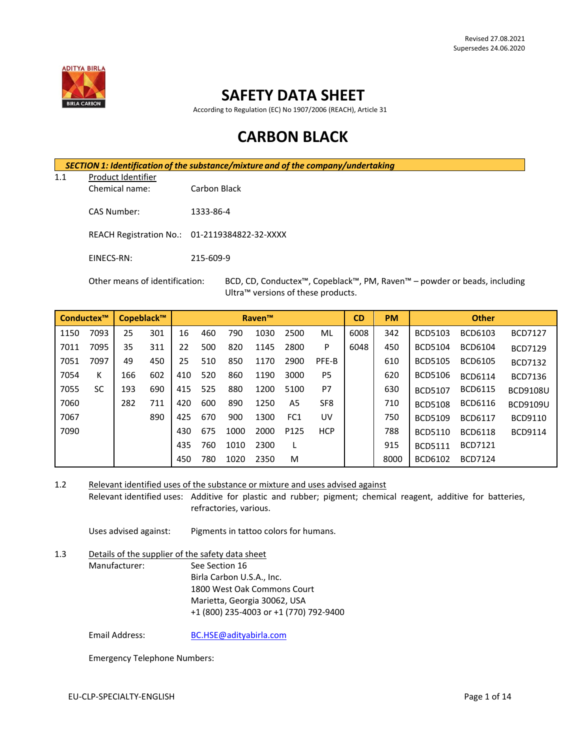Revised 27.08.2021
Supersedes 24.06.2020

# SAFETY DATA SHEET

According to Regulation (EC) No 1907/2006 (REACH), Article 31

# CARBON BLACK

## *SECTION 1: Identification of the substance/mixture and of the company/undertaking*

1.1 Product Identifier

Chemical name: Carbon Black

CAS Number: 1333-86-4

REACH Registration No.: 01-2119384822-32-XXXX

EINECS-RN: 215-609-9

Other means of identification: BCD, CD, Conductex™, Copeblack™, PM, Raven™ – powder or beads, including Ultra™ versions of these products.

| Conductex™ | | Copeblack™ | | Raven™ | | | | | | CD | PM | Other | | |
|---|---|---|---|---|---|---|---|---|---|---|---|---|---|---|
| 1150 | 7093 | 25 | 301 | 16 | 460 | 790 | 1030 | 2500 | ML | 6008 | 342 | BCD5103 | BCD6103 | BCD7127 |
| 7011 | 7095 | 35 | 311 | 22 | 500 | 820 | 1145 | 2800 | P | 6048 | 450 | BCD5104 | BCD6104 | BCD7129 |
| 7051 | 7097 | 49 | 450 | 25 | 510 | 850 | 1170 | 2900 | PFE-B | | 610 | BCD5105 | BCD6105 | BCD7132 |
| 7054 | K | 166 | 602 | 410 | 520 | 860 | 1190 | 3000 | P5 | | 620 | BCD5106 | BCD6114 | BCD7136 |
| 7055 | SC | 193 | 690 | 415 | 525 | 880 | 1200 | 5100 | P7 | | 630 | BCD5107 | BCD6115 | BCD9108U |
| 7060 | | 282 | 711 | 420 | 600 | 890 | 1250 | A5 | SF8 | | 710 | BCD5108 | BCD6116 | BCD9109U |
| 7067 | | | 890 | 425 | 670 | 900 | 1300 | FC1 | UV | | 750 | BCD5109 | BCD6117 | BCD9110 |
| 7090 | | | | 430 | 675 | 1000 | 2000 | P125 | HCP | | 788 | BCD5110 | BCD6118 | BCD9114 |
| | | | | 435 | 760 | 1010 | 2300 | L | | | 915 | BCD5111 | BCD7121 | |
| | | | | 450 | 780 | 1020 | 2350 | M | | | 8000 | BCD6102 | BCD7124 | |

1.2 Relevant identified uses of the substance or mixture and uses advised against

Relevant identified uses: Additive for plastic and rubber; pigment; chemical reagent, additive for batteries, refractories, various.

Uses advised against: Pigments in tattoo colors for humans.

1.3 Details of the supplier of the safety data sheet

Manufacturer: See Section 16
Birla Carbon U.S.A., Inc.
1800 West Oak Commons Court
Marietta, Georgia 30062, USA
+1 (800) 235-4003 or +1 (770) 792-9400

Email Address: BC.HSE@adityabirla.com

Emergency Telephone Numbers:

EU-CLP-SPECIALTY-ENGLISH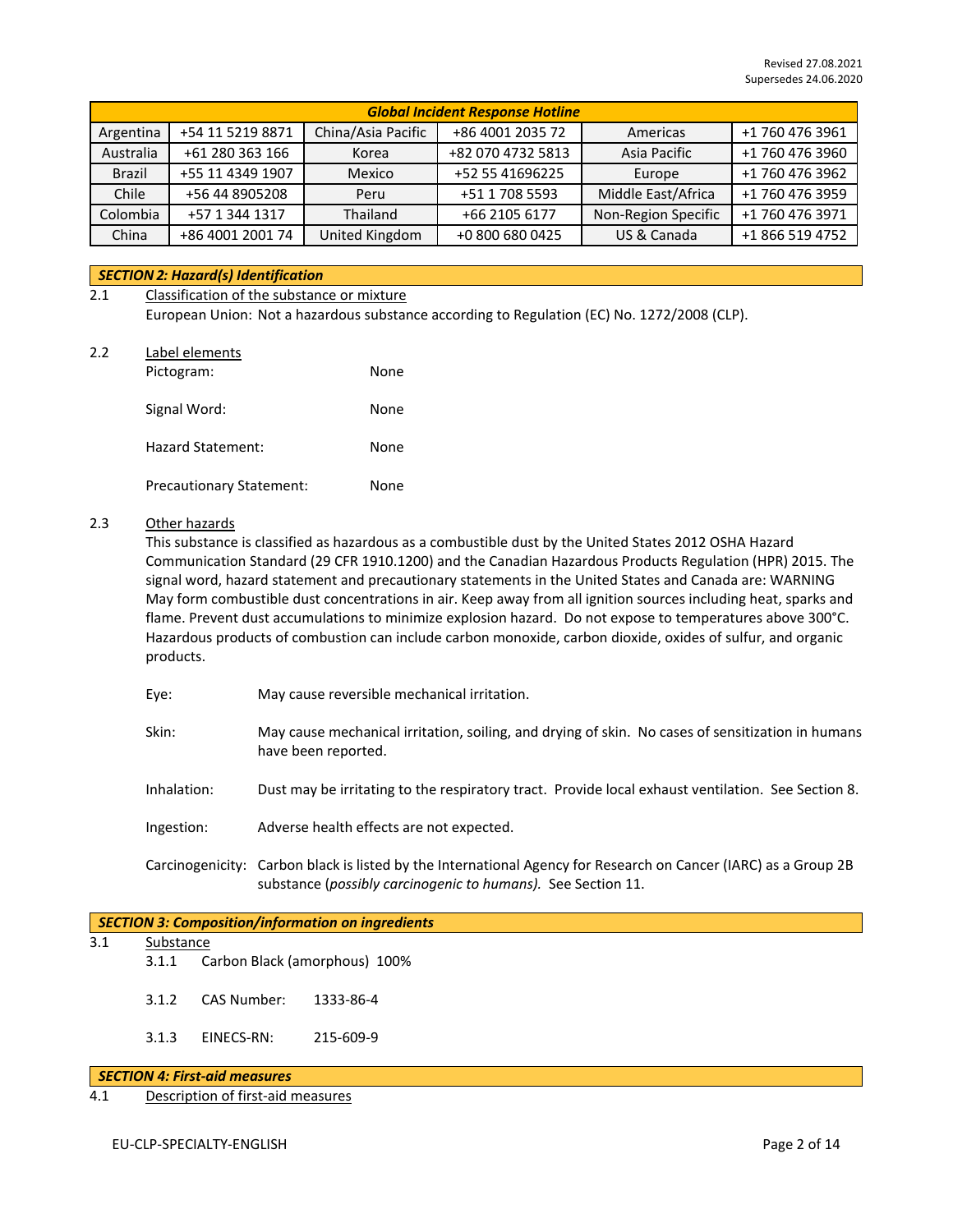Revised 27.08.2021
Supersedes 24.06.2020

| Global Incident Response Hotline | | | | | |
|---|---|---|---|---|---|
| Argentina | +54 11 5219 8871 | China/Asia Pacific | +86 4001 2035 72 | Americas | +1 760 476 3961 |
| Australia | +61 280 363 166 | Korea | +82 070 4732 5813 | Asia Pacific | +1 760 476 3960 |
| Brazil | +55 11 4349 1907 | Mexico | +52 55 41696225 | Europe | +1 760 476 3962 |
| Chile | +56 44 8905208 | Peru | +51 1 708 5593 | Middle East/Africa | +1 760 476 3959 |
| Colombia | +57 1 344 1317 | Thailand | +66 2105 6177 | Non-Region Specific | +1 760 476 3971 |
| China | +86 4001 2001 74 | United Kingdom | +0 800 680 0425 | US & Canada | +1 866 519 4752 |

## *SECTION 2: Hazard(s) Identification*

2.1 Classification of the substance or mixture

European Union: Not a hazardous substance according to Regulation (EC) No. 1272/2008 (CLP).

2.2 Label elements

Pictogram: None

Signal Word: None

Hazard Statement: None

Precautionary Statement: None

2.3 Other hazards

This substance is classified as hazardous as a combustible dust by the United States 2012 OSHA Hazard Communication Standard (29 CFR 1910.1200) and the Canadian Hazardous Products Regulation (HPR) 2015. The signal word, hazard statement and precautionary statements in the United States and Canada are: WARNING May form combustible dust concentrations in air. Keep away from all ignition sources including heat, sparks and flame. Prevent dust accumulations to minimize explosion hazard. Do not expose to temperatures above 300°C. Hazardous products of combustion can include carbon monoxide, carbon dioxide, oxides of sulfur, and organic products.

Eye: May cause reversible mechanical irritation.

Skin: May cause mechanical irritation, soiling, and drying of skin. No cases of sensitization in humans have been reported.

Inhalation: Dust may be irritating to the respiratory tract. Provide local exhaust ventilation. See Section 8.

Ingestion: Adverse health effects are not expected.

Carcinogenicity: Carbon black is listed by the International Agency for Research on Cancer (IARC) as a Group 2B substance (*possibly carcinogenic to humans).* See Section 11.

## *SECTION 3: Composition/information on ingredients*

3.1 Substance

3.1.1 Carbon Black (amorphous) 100%

3.1.2 CAS Number: 1333-86-4

3.1.3 EINECS-RN: 215-609-9

## *SECTION 4: First-aid measures*

4.1 Description of first-aid measures

EU-CLP-SPECIALTY-ENGLISH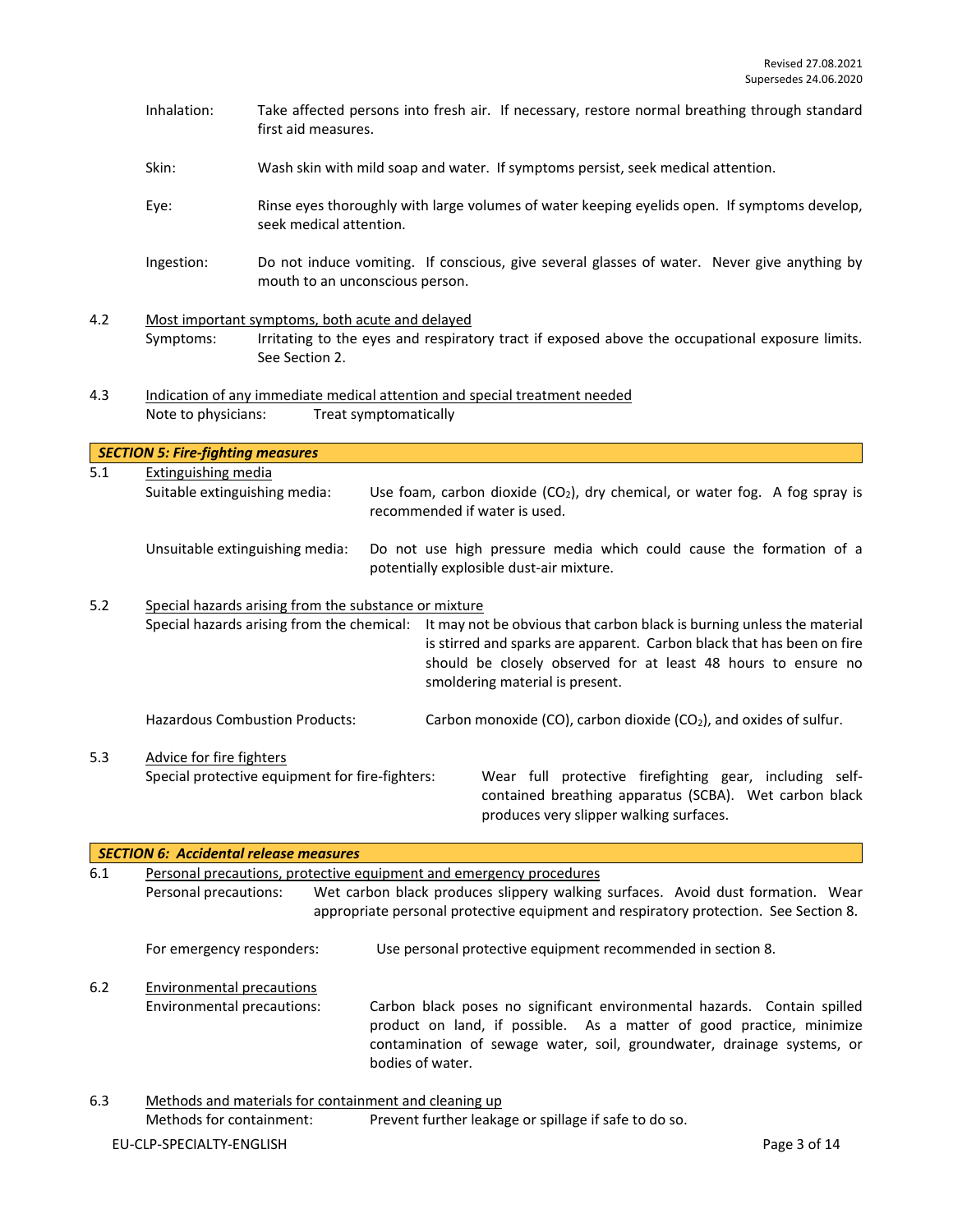Inhalation: Take affected persons into fresh air. If necessary, restore normal breathing through standard first aid measures.

Skin: Wash skin with mild soap and water. If symptoms persist, seek medical attention.

Eye: Rinse eyes thoroughly with large volumes of water keeping eyelids open. If symptoms develop, seek medical attention.

Ingestion: Do not induce vomiting. If conscious, give several glasses of water. Never give anything by mouth to an unconscious person.

4.2 Most important symptoms, both acute and delayed

Symptoms: Irritating to the eyes and respiratory tract if exposed above the occupational exposure limits. See Section 2.

4.3 Indication of any immediate medical attention and special treatment needed

Note to physicians: Treat symptomatically

## *SECTION 5: Fire-fighting measures*

5.1 Extinguishing media

Suitable extinguishing media: Use foam, carbon dioxide ($CO_2$), dry chemical, or water fog. A fog spray is recommended if water is used.

Unsuitable extinguishing media: Do not use high pressure media which could cause the formation of a potentially explosible dust-air mixture.

5.2 Special hazards arising from the substance or mixture

Special hazards arising from the chemical: It may not be obvious that carbon black is burning unless the material is stirred and sparks are apparent. Carbon black that has been on fire should be closely observed for at least 48 hours to ensure no smoldering material is present.

Hazardous Combustion Products: Carbon monoxide (CO), carbon dioxide ($CO_2$), and oxides of sulfur.

5.3 Advice for fire fighters

Special protective equipment for fire-fighters: Wear full protective firefighting gear, including self-contained breathing apparatus (SCBA). Wet carbon black produces very slipper walking surfaces.

## *SECTION 6: Accidental release measures*

6.1 Personal precautions, protective equipment and emergency procedures

Personal precautions: Wet carbon black produces slippery walking surfaces. Avoid dust formation. Wear appropriate personal protective equipment and respiratory protection. See Section 8.

For emergency responders: Use personal protective equipment recommended in section 8.

6.2 Environmental precautions

Environmental precautions: Carbon black poses no significant environmental hazards. Contain spilled product on land, if possible. As a matter of good practice, minimize contamination of sewage water, soil, groundwater, drainage systems, or bodies of water.

6.3 Methods and materials for containment and cleaning up

Methods for containment: Prevent further leakage or spillage if safe to do so.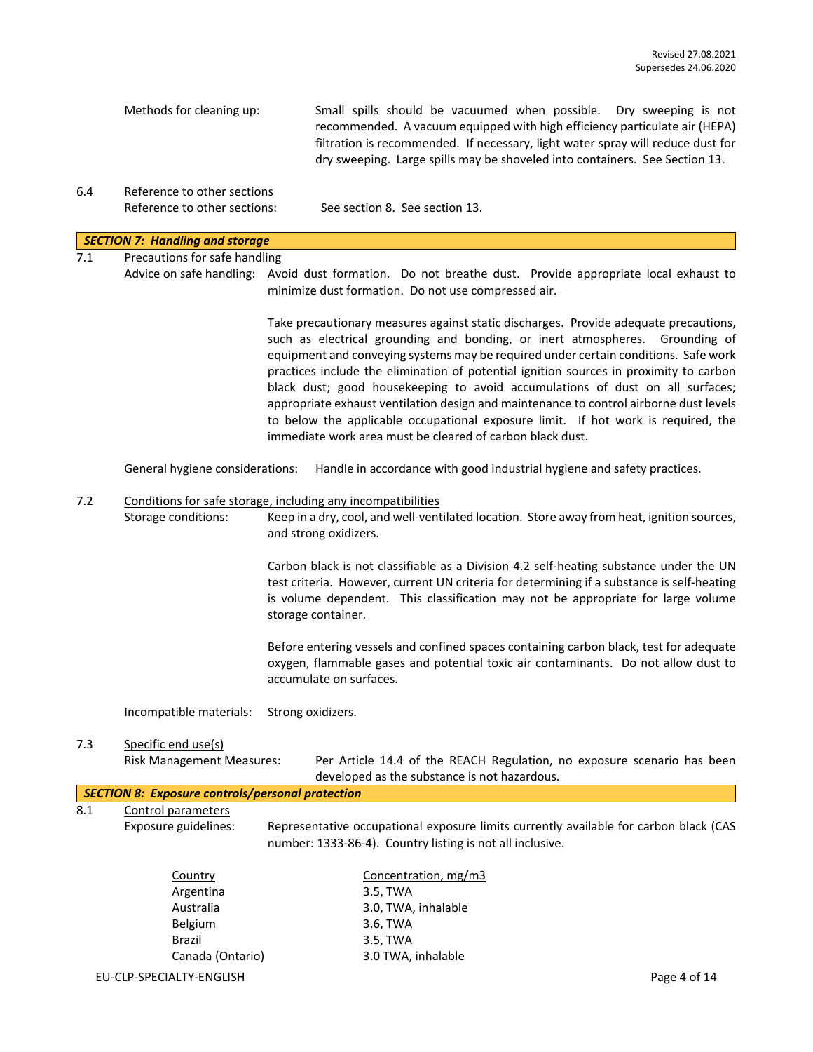Methods for cleaning up: Small spills should be vacuumed when possible. Dry sweeping is not recommended. A vacuum equipped with high efficiency particulate air (HEPA) filtration is recommended. If necessary, light water spray will reduce dust for dry sweeping. Large spills may be shoveled into containers. See Section 13.

6.4 Reference to other sections

Reference to other sections: See section 8. See section 13.

## *SECTION 7: Handling and storage*

7.1 Precautions for safe handling

Advice on safe handling: Avoid dust formation. Do not breathe dust. Provide appropriate local exhaust to minimize dust formation. Do not use compressed air.

Take precautionary measures against static discharges. Provide adequate precautions, such as electrical grounding and bonding, or inert atmospheres. Grounding of equipment and conveying systems may be required under certain conditions. Safe work practices include the elimination of potential ignition sources in proximity to carbon black dust; good housekeeping to avoid accumulations of dust on all surfaces; appropriate exhaust ventilation design and maintenance to control airborne dust levels to below the applicable occupational exposure limit. If hot work is required, the immediate work area must be cleared of carbon black dust.

General hygiene considerations: Handle in accordance with good industrial hygiene and safety practices.

7.2 Conditions for safe storage, including any incompatibilities

Storage conditions: Keep in a dry, cool, and well-ventilated location. Store away from heat, ignition sources, and strong oxidizers.

Carbon black is not classifiable as a Division 4.2 self-heating substance under the UN test criteria. However, current UN criteria for determining if a substance is self-heating is volume dependent. This classification may not be appropriate for large volume storage container.

Before entering vessels and confined spaces containing carbon black, test for adequate oxygen, flammable gases and potential toxic air contaminants. Do not allow dust to accumulate on surfaces.

Incompatible materials: Strong oxidizers.

7.3 Specific end use(s)

Risk Management Measures: Per Article 14.4 of the REACH Regulation, no exposure scenario has been developed as the substance is not hazardous.

## *SECTION 8: Exposure controls/personal protection*

8.1 Control parameters

Exposure guidelines: Representative occupational exposure limits currently available for carbon black (CAS number: 1333-86-4). Country listing is not all inclusive.

| Country | Concentration, mg/m3 |
|---|---|
| Argentina | 3.5, TWA |
| Australia | 3.0, TWA, inhalable |
| Belgium | 3.6, TWA |
| Brazil | 3.5, TWA |
| Canada (Ontario) | 3.0 TWA, inhalable |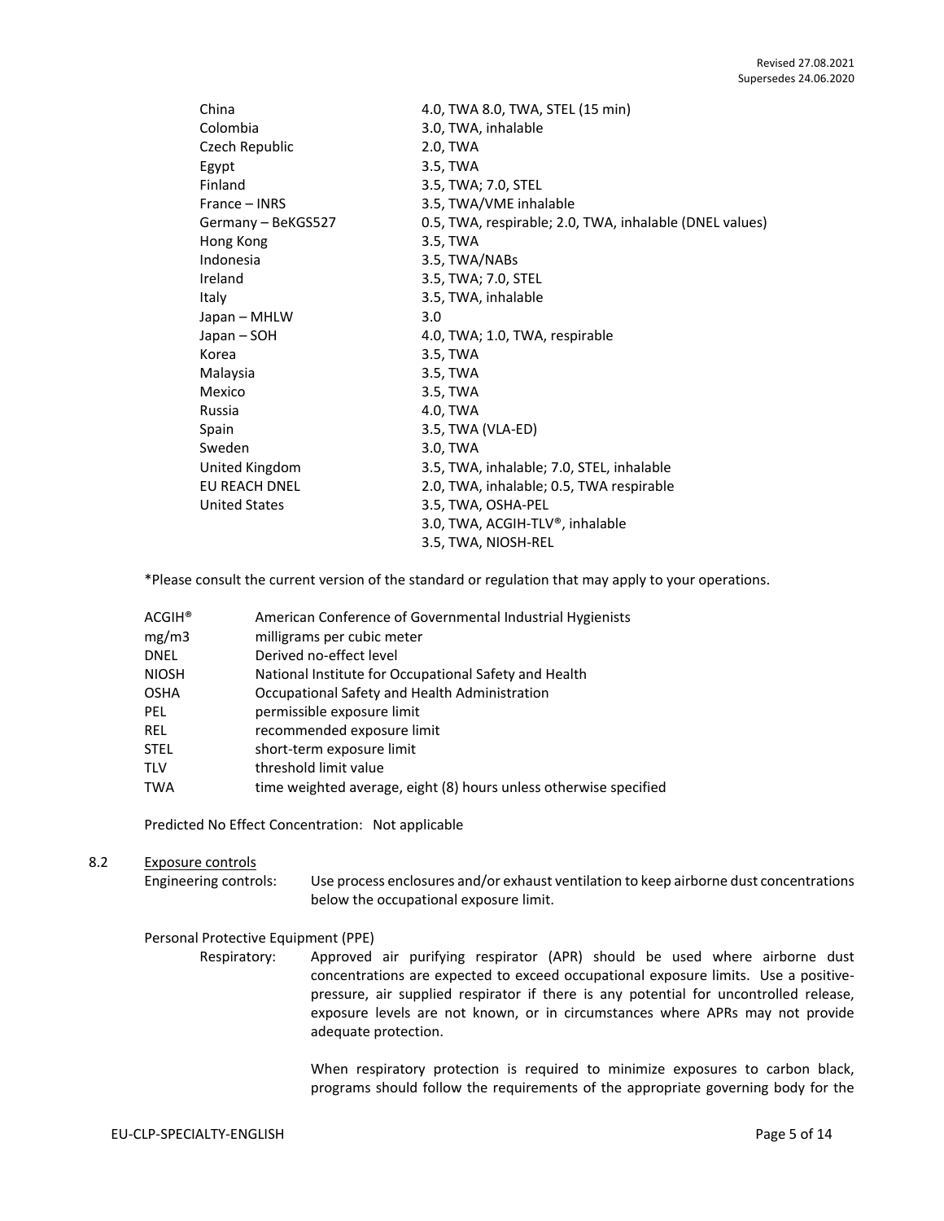| | |
|---|---|
| China | 4.0, TWA 8.0, TWA, STEL (15 min) |
| Colombia | 3.0, TWA, inhalable |
| Czech Republic | 2.0, TWA |
| Egypt | 3.5, TWA |
| Finland | 3.5, TWA; 7.0, STEL |
| France – INRS | 3.5, TWA/VME inhalable |
| Germany – BeKGS527 | 0.5, TWA, respirable; 2.0, TWA, inhalable (DNEL values) |
| Hong Kong | 3.5, TWA |
| Indonesia | 3.5, TWA/NABs |
| Ireland | 3.5, TWA; 7.0, STEL |
| Italy | 3.5, TWA, inhalable |
| Japan – MHLW | 3.0 |
| Japan – SOH | 4.0, TWA; 1.0, TWA, respirable |
| Korea | 3.5, TWA |
| Malaysia | 3.5, TWA |
| Mexico | 3.5, TWA |
| Russia | 4.0, TWA |
| Spain | 3.5, TWA (VLA-ED) |
| Sweden | 3.0, TWA |
| United Kingdom | 3.5, TWA, inhalable; 7.0, STEL, inhalable |
| EU REACH DNEL | 2.0, TWA, inhalable; 0.5, TWA respirable |
| United States | 3.5, TWA, OSHA-PEL |
| | 3.0, TWA, ACGIH-TLV®, inhalable |
| | 3.5, TWA, NIOSH-REL |

*Please consult the current version of the standard or regulation that may apply to your operations.

| | |
|---|---|
| ACGIH® | American Conference of Governmental Industrial Hygienists |
| mg/m3 | milligrams per cubic meter |
| DNEL | Derived no-effect level |
| NIOSH | National Institute for Occupational Safety and Health |
| OSHA | Occupational Safety and Health Administration |
| PEL | permissible exposure limit |
| REL | recommended exposure limit |
| STEL | short-term exposure limit |
| TLV | threshold limit value |
| TWA | time weighted average, eight (8) hours unless otherwise specified |

Predicted No Effect Concentration: Not applicable

8.2 Exposure controls

Engineering controls: Use process enclosures and/or exhaust ventilation to keep airborne dust concentrations below the occupational exposure limit.

Personal Protective Equipment (PPE)

Respiratory: Approved air purifying respirator (APR) should be used where airborne dust concentrations are expected to exceed occupational exposure limits. Use a positive-pressure, air supplied respirator if there is any potential for uncontrolled release, exposure levels are not known, or in circumstances where APRs may not provide adequate protection.

When respiratory protection is required to minimize exposures to carbon black, programs should follow the requirements of the appropriate governing body for the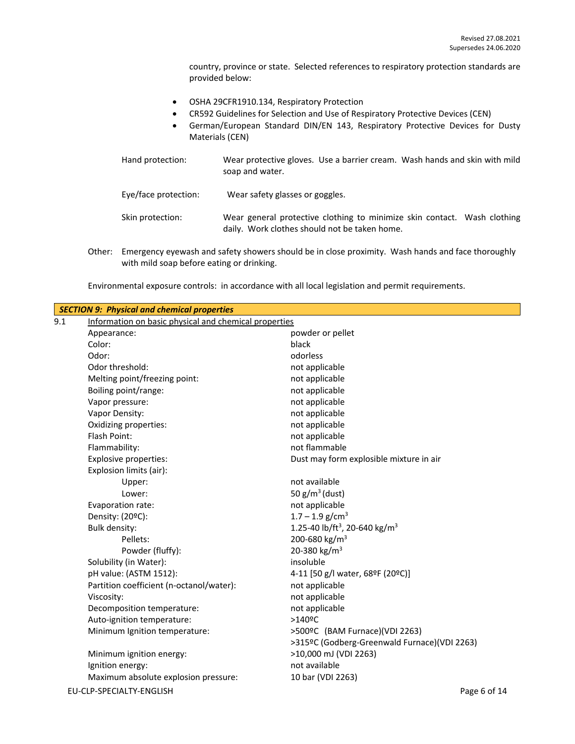country, province or state. Selected references to respiratory protection standards are provided below:

- OSHA 29CFR1910.134, Respiratory Protection
- CR592 Guidelines for Selection and Use of Respiratory Protective Devices (CEN)
- German/European Standard DIN/EN 143, Respiratory Protective Devices for Dusty Materials (CEN)

Hand protection: Wear protective gloves. Use a barrier cream. Wash hands and skin with mild soap and water.

Eye/face protection: Wear safety glasses or goggles.

Skin protection: Wear general protective clothing to minimize skin contact. Wash clothing daily. Work clothes should not be taken home.

Other: Emergency eyewash and safety showers should be in close proximity. Wash hands and face thoroughly with mild soap before eating or drinking.

Environmental exposure controls: in accordance with all local legislation and permit requirements.

## *SECTION 9: Physical and chemical properties*

9.1 Information on basic physical and chemical properties

| Property | Value |
|---|---|
| Appearance: | powder or pellet |
| Color: | black |
| Odor: | odorless |
| Odor threshold: | not applicable |
| Melting point/freezing point: | not applicable |
| Boiling point/range: | not applicable |
| Vapor pressure: | not applicable |
| Vapor Density: | not applicable |
| Oxidizing properties: | not applicable |
| Flash Point: | not applicable |
| Flammability: | not flammable |
| Explosive properties: | Dust may form explosible mixture in air |
| Explosion limits (air): | |
| Upper: | not available |
| Lower: | 50 g/m$^3$ (dust) |
| Evaporation rate: | not applicable |
| Density: (20ºC): | 1.7 – 1.9 g/cm$^3$ |
| Bulk density: | 1.25-40 lb/ft$^3$, 20-640 kg/m$^3$ |
| Pellets: | 200-680 kg/m$^3$ |
| Powder (fluffy): | 20-380 kg/m$^3$ |
| Solubility (in Water): | insoluble |
| pH value: (ASTM 1512): | 4-11 [50 g/l water, 68ºF (20ºC)] |
| Partition coefficient (n-octanol/water): | not applicable |
| Viscosity: | not applicable |
| Decomposition temperature: | not applicable |
| Auto-ignition temperature: | >140ºC |
| Minimum Ignition temperature: | >500ºC (BAM Furnace)(VDI 2263)<br>>315ºC (Godberg-Greenwald Furnace)(VDI 2263) |
| Minimum ignition energy: | >10,000 mJ (VDI 2263) |
| Ignition energy: | not available |
| Maximum absolute explosion pressure: | 10 bar (VDI 2263) |

EU-CLP-SPECIALTY-ENGLISH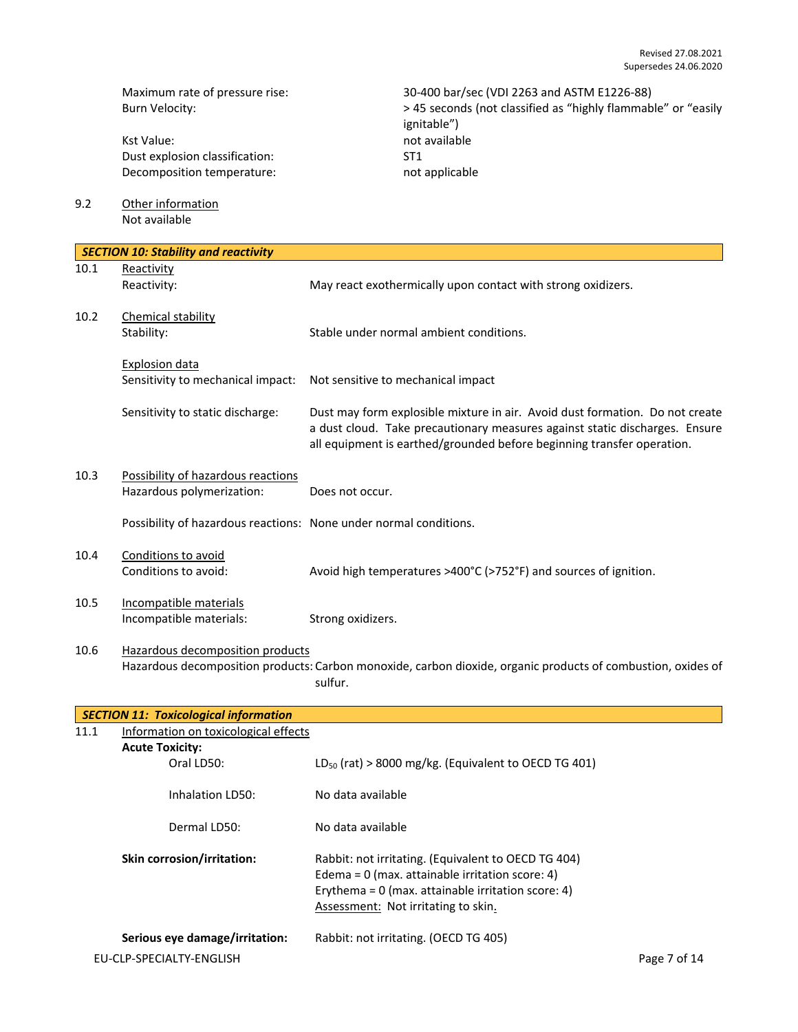| | |
|---|---|
| Maximum rate of pressure rise: | 30-400 bar/sec (VDI 2263 and ASTM E1226-88) |
| Burn Velocity: | > 45 seconds (not classified as “highly flammable” or “easily ignitable”) |
| Kst Value: | not available |
| Dust explosion classification: | ST1 |
| Decomposition temperature: | not applicable |

9.2 Other information

Not available

## SECTION 10: Stability and reactivity

10.1 Reactivity

Reactivity: May react exothermically upon contact with strong oxidizers.

10.2 Chemical stability

Stability: Stable under normal ambient conditions.

Explosion data

Sensitivity to mechanical impact: Not sensitive to mechanical impact

Sensitivity to static discharge: Dust may form explosible mixture in air. Avoid dust formation. Do not create a dust cloud. Take precautionary measures against static discharges. Ensure all equipment is earthed/grounded before beginning transfer operation.

10.3 Possibility of hazardous reactions

Hazardous polymerization: Does not occur.

Possibility of hazardous reactions: None under normal conditions.

10.4 Conditions to avoid

Conditions to avoid: Avoid high temperatures >400°C (>752°F) and sources of ignition.

10.5 Incompatible materials

Incompatible materials: Strong oxidizers.

10.6 Hazardous decomposition products

Hazardous decomposition products: Carbon monoxide, carbon dioxide, organic products of combustion, oxides of sulfur.

## SECTION 11: Toxicological information

11.1 Information on toxicological effects

**Acute Toxicity:**

Oral LD50: $LD_{50}$ (rat) > 8000 mg/kg. (Equivalent to OECD TG 401)

Inhalation LD50: No data available

Dermal LD50: No data available

**Skin corrosion/irritation:** Rabbit: not irritating. (Equivalent to OECD TG 404)
Edema = 0 (max. attainable irritation score: 4)
Erythema = 0 (max. attainable irritation score: 4)
Assessment: Not irritating to skin.

**Serious eye damage/irritation:** Rabbit: not irritating. (OECD TG 405)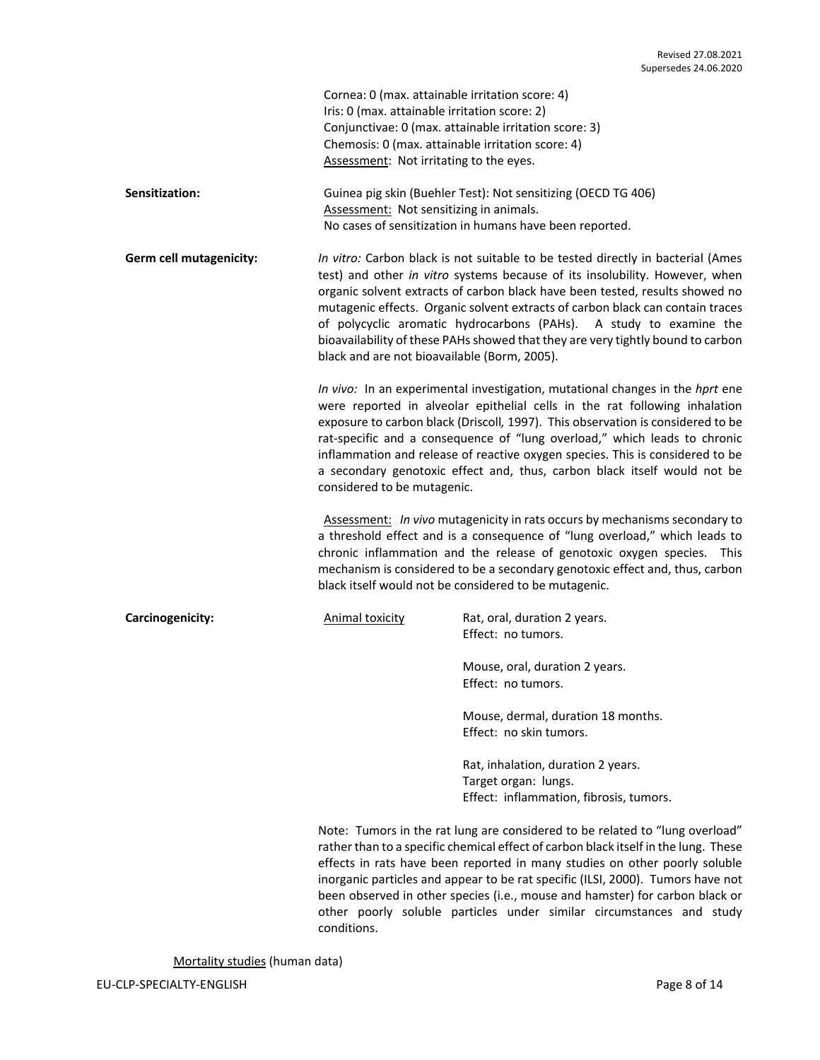Cornea: 0 (max. attainable irritation score: 4)
Iris: 0 (max. attainable irritation score: 2)
Conjunctivae: 0 (max. attainable irritation score: 3)
Chemosis: 0 (max. attainable irritation score: 4)
Assessment: Not irritating to the eyes.

**Sensitization:**

Guinea pig skin (Buehler Test): Not sensitizing (OECD TG 406)
Assessment: Not sensitizing in animals.
No cases of sensitization in humans have been reported.

**Germ cell mutagenicity:**

*In vitro:* Carbon black is not suitable to be tested directly in bacterial (Ames test) and other *in vitro* systems because of its insolubility. However, when organic solvent extracts of carbon black have been tested, results showed no mutagenic effects. Organic solvent extracts of carbon black can contain traces of polycyclic aromatic hydrocarbons (PAHs). A study to examine the bioavailability of these PAHs showed that they are very tightly bound to carbon black and are not bioavailable (Borm, 2005).

*In vivo:* In an experimental investigation, mutational changes in the *hprt* ene were reported in alveolar epithelial cells in the rat following inhalation exposure to carbon black (Driscoll, 1997). This observation is considered to be rat-specific and a consequence of "lung overload," which leads to chronic inflammation and release of reactive oxygen species. This is considered to be a secondary genotoxic effect and, thus, carbon black itself would not be considered to be mutagenic.

Assessment: *In vivo* mutagenicity in rats occurs by mechanisms secondary to a threshold effect and is a consequence of "lung overload," which leads to chronic inflammation and the release of genotoxic oxygen species. This mechanism is considered to be a secondary genotoxic effect and, thus, carbon black itself would not be considered to be mutagenic.

**Carcinogenicity:**

Animal toxicity

Rat, oral, duration 2 years.
Effect: no tumors.

Mouse, oral, duration 2 years.
Effect: no tumors.

Mouse, dermal, duration 18 months.
Effect: no skin tumors.

Rat, inhalation, duration 2 years.
Target organ: lungs.
Effect: inflammation, fibrosis, tumors.

Note: Tumors in the rat lung are considered to be related to "lung overload" rather than to a specific chemical effect of carbon black itself in the lung. These effects in rats have been reported in many studies on other poorly soluble inorganic particles and appear to be rat specific (ILSI, 2000). Tumors have not been observed in other species (i.e., mouse and hamster) for carbon black or other poorly soluble particles under similar circumstances and study conditions.

Mortality studies (human data)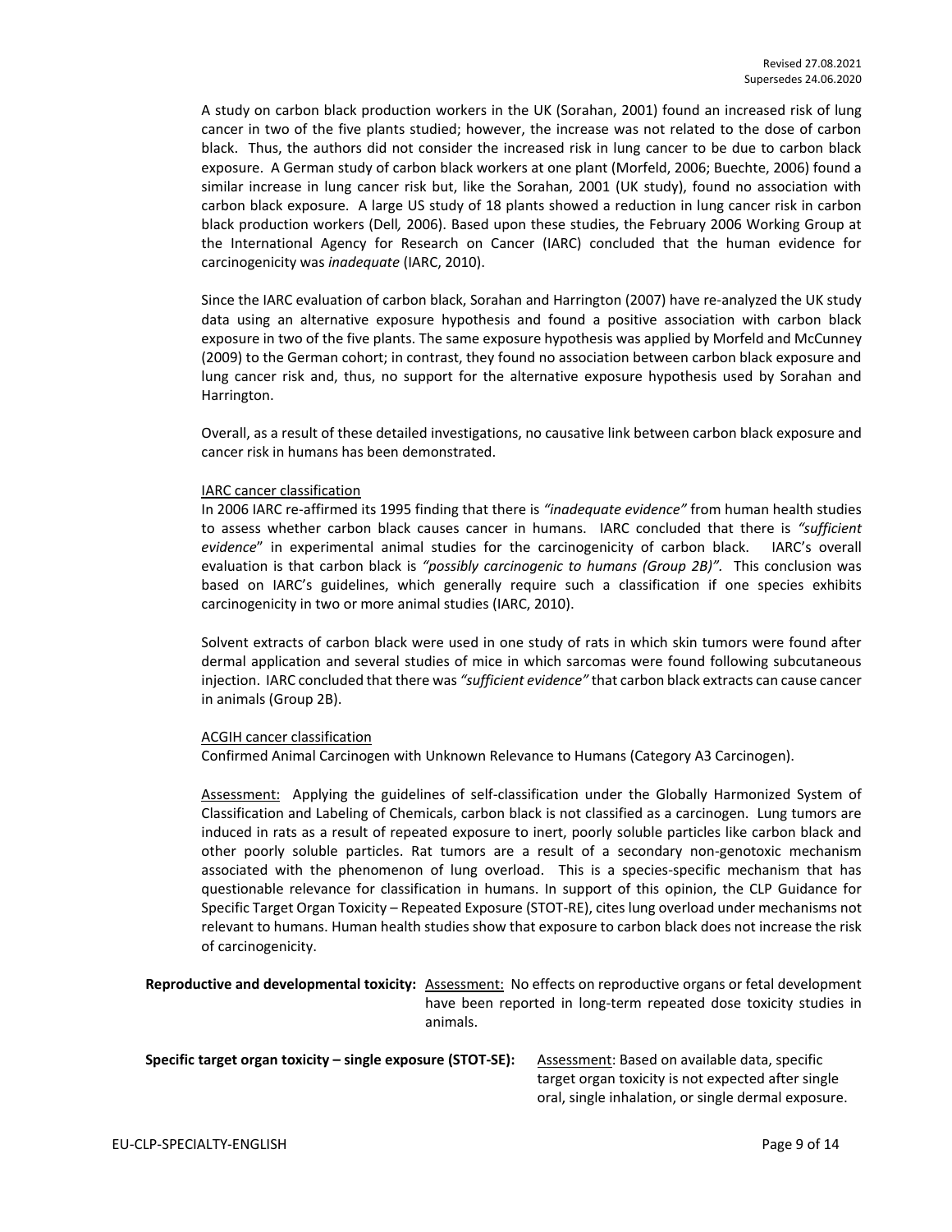A study on carbon black production workers in the UK (Sorahan, 2001) found an increased risk of lung cancer in two of the five plants studied; however, the increase was not related to the dose of carbon black. Thus, the authors did not consider the increased risk in lung cancer to be due to carbon black exposure. A German study of carbon black workers at one plant (Morfeld, 2006; Buechte, 2006) found a similar increase in lung cancer risk but, like the Sorahan, 2001 (UK study), found no association with carbon black exposure. A large US study of 18 plants showed a reduction in lung cancer risk in carbon black production workers (Dell*,* 2006). Based upon these studies, the February 2006 Working Group at the International Agency for Research on Cancer (IARC) concluded that the human evidence for carcinogenicity was *inadequate* (IARC, 2010).

Since the IARC evaluation of carbon black, Sorahan and Harrington (2007) have re-analyzed the UK study data using an alternative exposure hypothesis and found a positive association with carbon black exposure in two of the five plants. The same exposure hypothesis was applied by Morfeld and McCunney (2009) to the German cohort; in contrast, they found no association between carbon black exposure and lung cancer risk and, thus, no support for the alternative exposure hypothesis used by Sorahan and Harrington.

Overall, as a result of these detailed investigations, no causative link between carbon black exposure and cancer risk in humans has been demonstrated.

<u>IARC cancer classification</u>

In 2006 IARC re-affirmed its 1995 finding that there is *"inadequate evidence"* from human health studies to assess whether carbon black causes cancer in humans. IARC concluded that there is *"sufficient evidence*" in experimental animal studies for the carcinogenicity of carbon black. IARC's overall evaluation is that carbon black is *"possibly carcinogenic to humans (Group 2B)"*. This conclusion was based on IARC's guidelines, which generally require such a classification if one species exhibits carcinogenicity in two or more animal studies (IARC, 2010).

Solvent extracts of carbon black were used in one study of rats in which skin tumors were found after dermal application and several studies of mice in which sarcomas were found following subcutaneous injection. IARC concluded that there was *"sufficient evidence"* that carbon black extracts can cause cancer in animals (Group 2B).

<u>ACGIH cancer classification</u>

Confirmed Animal Carcinogen with Unknown Relevance to Humans (Category A3 Carcinogen).

<u>Assessment:</u> Applying the guidelines of self-classification under the Globally Harmonized System of Classification and Labeling of Chemicals, carbon black is not classified as a carcinogen. Lung tumors are induced in rats as a result of repeated exposure to inert, poorly soluble particles like carbon black and other poorly soluble particles. Rat tumors are a result of a secondary non-genotoxic mechanism associated with the phenomenon of lung overload. This is a species-specific mechanism that has questionable relevance for classification in humans. In support of this opinion, the CLP Guidance for Specific Target Organ Toxicity – Repeated Exposure (STOT-RE), cites lung overload under mechanisms not relevant to humans. Human health studies show that exposure to carbon black does not increase the risk of carcinogenicity.

**Reproductive and developmental toxicity:** <u>Assessment:</u> No effects on reproductive organs or fetal development have been reported in long-term repeated dose toxicity studies in animals.

**Specific target organ toxicity – single exposure (STOT-SE):** <u>Assessment</u>: Based on available data, specific target organ toxicity is not expected after single oral, single inhalation, or single dermal exposure.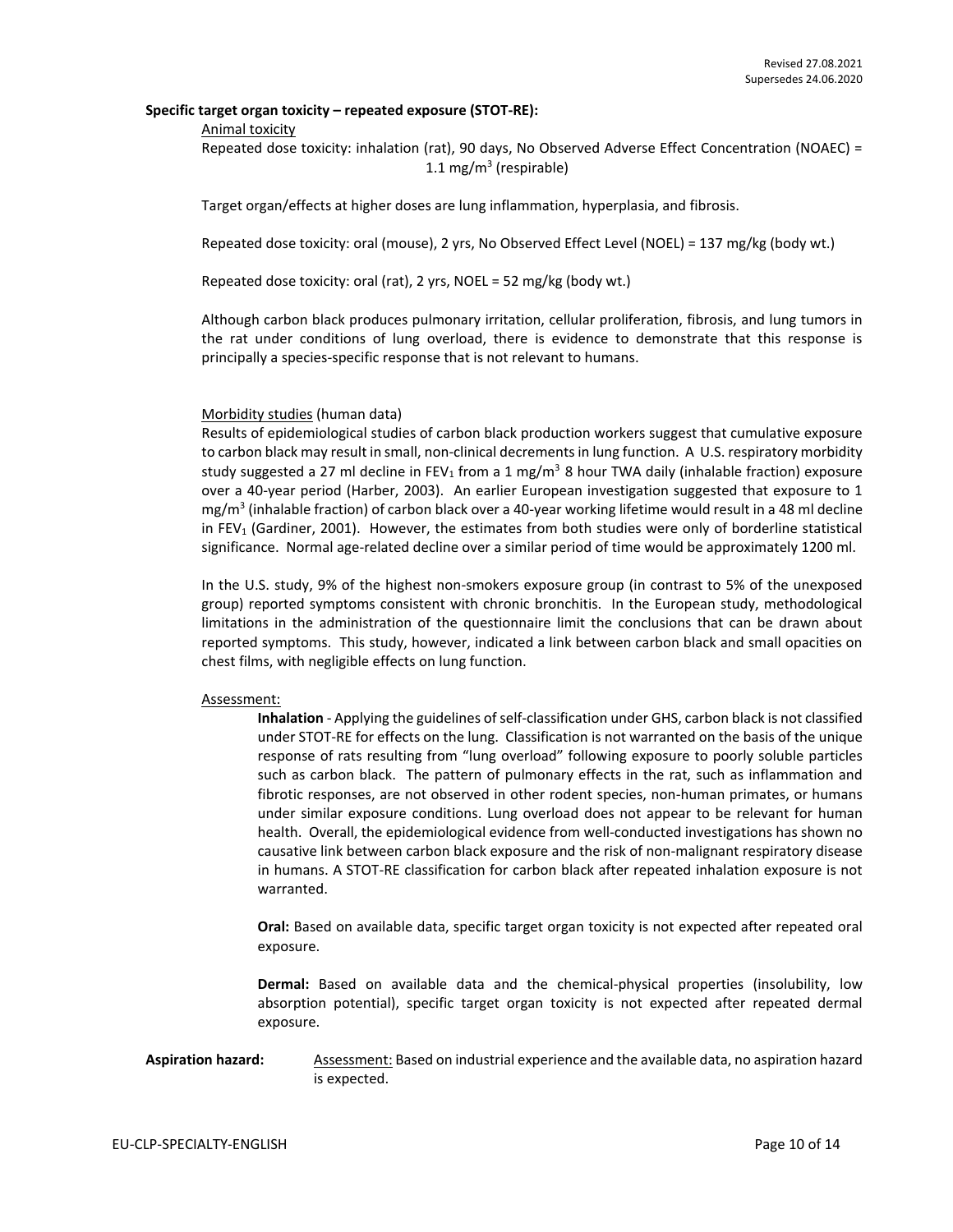**Specific target organ toxicity – repeated exposure (STOT-RE):**

Animal toxicity

Repeated dose toxicity: inhalation (rat), 90 days, No Observed Adverse Effect Concentration (NOAEC) = 1.1 mg/$m^3$ (respirable)

Target organ/effects at higher doses are lung inflammation, hyperplasia, and fibrosis.

Repeated dose toxicity: oral (mouse), 2 yrs, No Observed Effect Level (NOEL) = 137 mg/kg (body wt.)

Repeated dose toxicity: oral (rat), 2 yrs, NOEL = 52 mg/kg (body wt.)

Although carbon black produces pulmonary irritation, cellular proliferation, fibrosis, and lung tumors in the rat under conditions of lung overload, there is evidence to demonstrate that this response is principally a species-specific response that is not relevant to humans.

Morbidity studies (human data)

Results of epidemiological studies of carbon black production workers suggest that cumulative exposure to carbon black may result in small, non-clinical decrements in lung function. A U.S. respiratory morbidity study suggested a 27 ml decline in $FEV_1$ from a 1 mg/$m^3$ 8 hour TWA daily (inhalable fraction) exposure over a 40-year period (Harber, 2003). An earlier European investigation suggested that exposure to 1 mg/$m^3$ (inhalable fraction) of carbon black over a 40-year working lifetime would result in a 48 ml decline in $FEV_1$ (Gardiner, 2001). However, the estimates from both studies were only of borderline statistical significance. Normal age-related decline over a similar period of time would be approximately 1200 ml.

In the U.S. study, 9% of the highest non-smokers exposure group (in contrast to 5% of the unexposed group) reported symptoms consistent with chronic bronchitis. In the European study, methodological limitations in the administration of the questionnaire limit the conclusions that can be drawn about reported symptoms. This study, however, indicated a link between carbon black and small opacities on chest films, with negligible effects on lung function.

Assessment:

**Inhalation** - Applying the guidelines of self-classification under GHS, carbon black is not classified under STOT-RE for effects on the lung. Classification is not warranted on the basis of the unique response of rats resulting from "lung overload" following exposure to poorly soluble particles such as carbon black. The pattern of pulmonary effects in the rat, such as inflammation and fibrotic responses, are not observed in other rodent species, non-human primates, or humans under similar exposure conditions. Lung overload does not appear to be relevant for human health. Overall, the epidemiological evidence from well-conducted investigations has shown no causative link between carbon black exposure and the risk of non-malignant respiratory disease in humans. A STOT-RE classification for carbon black after repeated inhalation exposure is not warranted.

**Oral:** Based on available data, specific target organ toxicity is not expected after repeated oral exposure.

**Dermal:** Based on available data and the chemical-physical properties (insolubility, low absorption potential), specific target organ toxicity is not expected after repeated dermal exposure.

**Aspiration hazard:** Assessment: Based on industrial experience and the available data, no aspiration hazard is expected.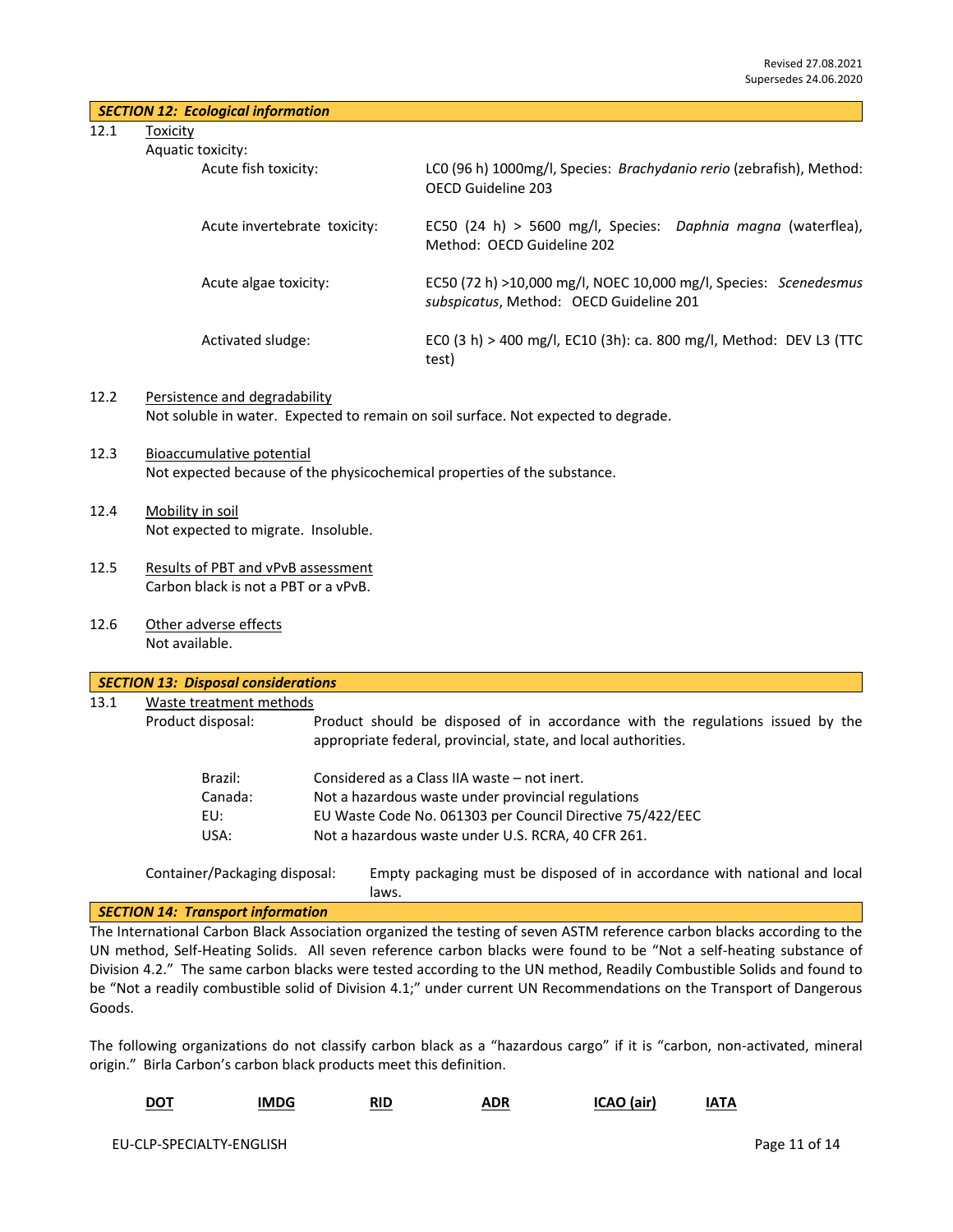Revised 27.08.2021
Supersedes 24.06.2020

## *SECTION 12: Ecological information*

12.1 Toxicity

Aquatic toxicity:

| | |
|---|---|
| Acute fish toxicity: | LC0 (96 h) 1000mg/l, Species: *Brachydanio rerio* (zebrafish), Method: OECD Guideline 203 |
| Acute invertebrate toxicity: | EC50 (24 h) > 5600 mg/l, Species: *Daphnia magna* (waterflea), Method: OECD Guideline 202 |
| Acute algae toxicity: | EC50 (72 h) >10,000 mg/l, NOEC 10,000 mg/l, Species: *Scenedesmus subspicatus*, Method: OECD Guideline 201 |
| Activated sludge: | EC0 (3 h) > 400 mg/l, EC10 (3h): ca. 800 mg/l, Method: DEV L3 (TTC test) |

12.2 Persistence and degradability

Not soluble in water. Expected to remain on soil surface. Not expected to degrade.

12.3 Bioaccumulative potential

Not expected because of the physicochemical properties of the substance.

12.4 Mobility in soil

Not expected to migrate. Insoluble.

12.5 Results of PBT and vPvB assessment

Carbon black is not a PBT or a vPvB.

12.6 Other adverse effects

Not available.

## *SECTION 13: Disposal considerations*

13.1 Waste treatment methods

Product disposal: Product should be disposed of in accordance with the regulations issued by the appropriate federal, provincial, state, and local authorities.

| | |
|---|---|
| Brazil: | Considered as a Class IIA waste – not inert. |
| Canada: | Not a hazardous waste under provincial regulations |
| EU: | EU Waste Code No. 061303 per Council Directive 75/422/EEC |
| USA: | Not a hazardous waste under U.S. RCRA, 40 CFR 261. |

Container/Packaging disposal: Empty packaging must be disposed of in accordance with national and local laws.

## *SECTION 14: Transport information*

The International Carbon Black Association organized the testing of seven ASTM reference carbon blacks according to the UN method, Self-Heating Solids. All seven reference carbon blacks were found to be "Not a self-heating substance of Division 4.2." The same carbon blacks were tested according to the UN method, Readily Combustible Solids and found to be "Not a readily combustible solid of Division 4.1;" under current UN Recommendations on the Transport of Dangerous Goods.

The following organizations do not classify carbon black as a "hazardous cargo" if it is "carbon, non-activated, mineral origin." Birla Carbon's carbon black products meet this definition.

| DOT | IMDG | RID | ADR | ICAO (air) | IATA |
|---|---|---|---|---|---|

EU-CLP-SPECIALTY-ENGLISH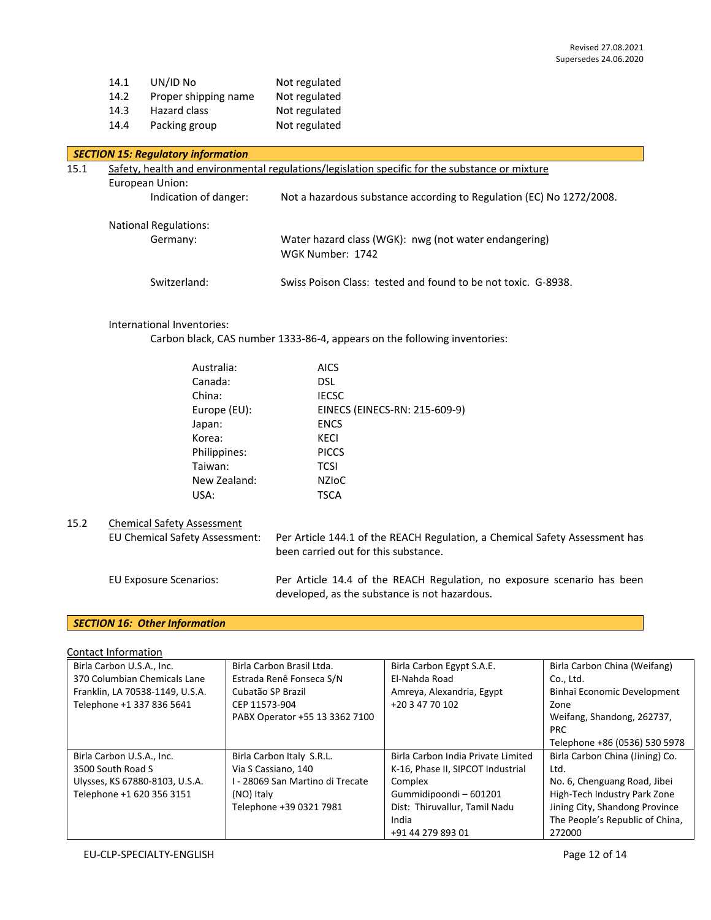| | | |
|---|---|---|
| 14.1 | UN/ID No | Not regulated |
| 14.2 | Proper shipping name | Not regulated |
| 14.3 | Hazard class | Not regulated |
| 14.4 | Packing group | Not regulated |

## *SECTION 15: Regulatory information*

15.1 Safety, health and environmental regulations/legislation specific for the substance or mixture

European Union:

Indication of danger: Not a hazardous substance according to Regulation (EC) No 1272/2008.

National Regulations:

Germany: Water hazard class (WGK): nwg (not water endangering)
WGK Number: 1742

Switzerland: Swiss Poison Class: tested and found to be not toxic. G-8938.

International Inventories:

Carbon black, CAS number 1333-86-4, appears on the following inventories:

| | |
|---|---|
| Australia: | AICS |
| Canada: | DSL |
| China: | IECSC |
| Europe (EU): | EINECS (EINECS-RN: 215-609-9) |
| Japan: | ENCS |
| Korea: | KECI |
| Philippines: | PICCS |
| Taiwan: | TCSI |
| New Zealand: | NZIoC |
| USA: | TSCA |

15.2 Chemical Safety Assessment

EU Chemical Safety Assessment: Per Article 144.1 of the REACH Regulation, a Chemical Safety Assessment has been carried out for this substance.

EU Exposure Scenarios: Per Article 14.4 of the REACH Regulation, no exposure scenario has been developed, as the substance is not hazardous.

## *SECTION 16: Other Information*

Contact Information

| | | | |
|---|---|---|---|
| Birla Carbon U.S.A., Inc.<br>370 Columbian Chemicals Lane<br>Franklin, LA 70538-1149, U.S.A.<br>Telephone +1 337 836 5641 | Birla Carbon Brasil Ltda.<br>Estrada Renê Fonseca S/N<br>Cubatão SP Brazil<br>CEP 11573-904<br>PABX Operator +55 13 3362 7100 | Birla Carbon Egypt S.A.E.<br>El-Nahda Road<br>Amreya, Alexandria, Egypt<br>+20 3 47 70 102 | Birla Carbon China (Weifang) Co., Ltd.<br>Binhai Economic Development Zone<br>Weifang, Shandong, 262737, PRC<br>Telephone +86 (0536) 530 5978 |
| Birla Carbon U.S.A., Inc.<br>3500 South Road S<br>Ulysses, KS 67880-8103, U.S.A.<br>Telephone +1 620 356 3151 | Birla Carbon Italy S.R.L.<br>Via S Cassiano, 140<br>I - 28069 San Martino di Trecate<br>(NO) Italy<br>Telephone +39 0321 7981 | Birla Carbon India Private Limited<br>K-16, Phase II, SIPCOT Industrial Complex<br>Gummidipoondi – 601201<br>Dist: Thiruvallur, Tamil Nadu<br>India<br>+91 44 279 893 01 | Birla Carbon China (Jining) Co. Ltd.<br>No. 6, Chenguang Road, Jibei<br>High-Tech Industry Park Zone<br>Jining City, Shandong Province<br>The People's Republic of China, 272000 |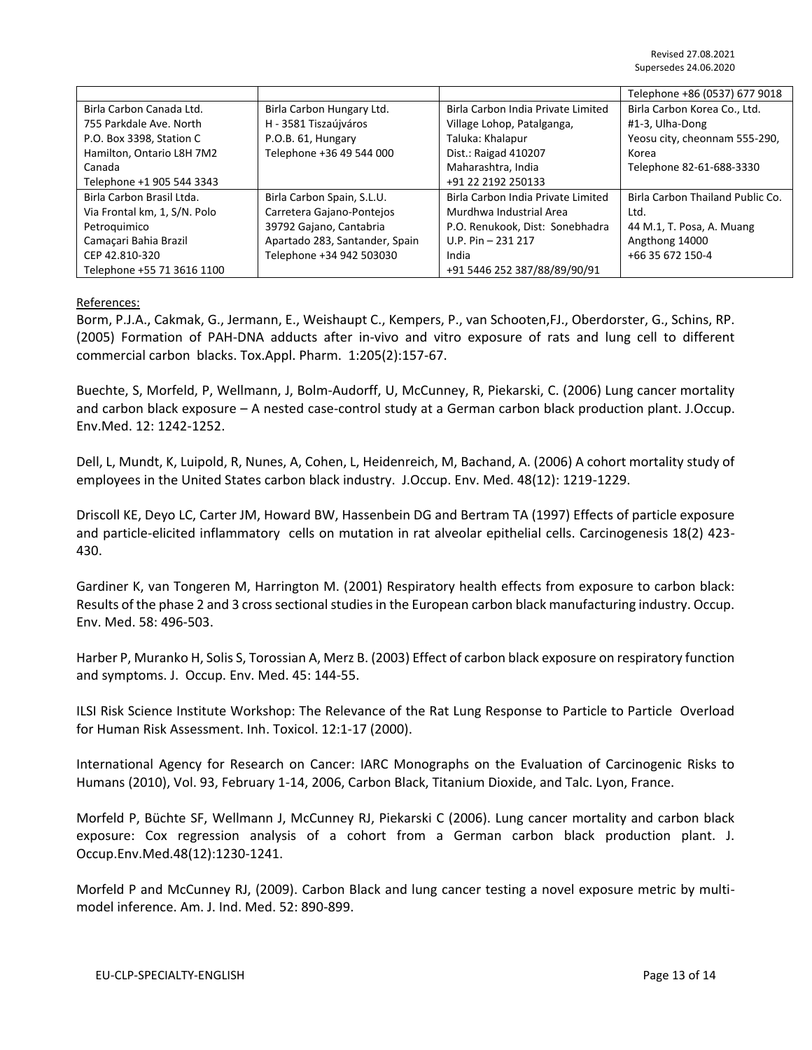Revised 27.08.2021
Supersedes 24.06.2020

| | | | Telephone +86 (0537) 677 9018 |
|---|---|---|---|
| Birla Carbon Canada Ltd.<br>755 Parkdale Ave. North<br>P.O. Box 3398, Station C<br>Hamilton, Ontario L8H 7M2<br>Canada<br>Telephone +1 905 544 3343 | Birla Carbon Hungary Ltd.<br>H - 3581 Tiszaújváros<br>P.O.B. 61, Hungary<br>Telephone +36 49 544 000 | Birla Carbon India Private Limited<br>Village Lohop, Patalganga,<br>Taluka: Khalapur<br>Dist.: Raigad 410207<br>Maharashtra, India<br>+91 22 2192 250133 | Birla Carbon Korea Co., Ltd.<br>#1-3, Ulha-Dong<br>Yeosu city, cheonnam 555-290,<br>Korea<br>Telephone 82-61-688-3330 |
| Birla Carbon Brasil Ltda.<br>Via Frontal km, 1, S/N. Polo<br>Petroquimico<br>Camaçari Bahia Brazil<br>CEP 42.810-320<br>Telephone +55 71 3616 1100 | Birla Carbon Spain, S.L.U.<br>Carretera Gajano-Pontejos<br>39792 Gajano, Cantabria<br>Apartado 283, Santander, Spain<br>Telephone +34 942 503030 | Birla Carbon India Private Limited<br>Murdhwa Industrial Area<br>P.O. Renukook, Dist: Sonebhadra<br>U.P. Pin – 231 217<br>India<br>+91 5446 252 387/88/89/90/91 | Birla Carbon Thailand Public Co.<br>Ltd.<br>44 M.1, T. Posa, A. Muang<br>Angthong 14000<br>+66 35 672 150-4 |

References:

Borm, P.J.A., Cakmak, G., Jermann, E., Weishaupt C., Kempers, P., van Schooten,FJ., Oberdorster, G., Schins, RP. (2005) Formation of PAH-DNA adducts after in-vivo and vitro exposure of rats and lung cell to different commercial carbon blacks. Tox.Appl. Pharm. 1:205(2):157-67.

Buechte, S, Morfeld, P, Wellmann, J, Bolm-Audorff, U, McCuney, R, Piekarski, C. (2006) Lung cancer mortality and carbon black exposure – A nested case-control study at a German carbon black production plant. J.Occup. Env.Med. 12: 1242-1252.

Dell, L, Mundt, K, Luipold, R, Nunes, A, Cohen, L, Heidenreich, M, Bachand, A. (2006) A cohort mortality study of employees in the United States carbon black industry. J.Occup. Env. Med. 48(12): 1219-1229.

Driscoll KE, Deyo LC, Carter JM, Howard BW, Hassenbein DG and Bertram TA (1997) Effects of particle exposure and particle-elicited inflammatory cells on mutation in rat alveolar epithelial cells. Carcinogenesis 18(2) 423-430.

Gardiner K, van Tongeren M, Harrington M. (2001) Respiratory health effects from exposure to carbon black: Results of the phase 2 and 3 cross sectional studies in the European carbon black manufacturing industry. Occup. Env. Med. 58: 496-503.

Harber P, Muranko H, Solis S, Torossian A, Merz B. (2003) Effect of carbon black exposure on respiratory function and symptoms. J. Occup. Env. Med. 45: 144-55.

ILSI Risk Science Institute Workshop: The Relevance of the Rat Lung Response to Particle to Particle Overload for Human Risk Assessment. Inh. Toxicol. 12:1-17 (2000).

International Agency for Research on Cancer: IARC Monographs on the Evaluation of Carcinogenic Risks to Humans (2010), Vol. 93, February 1-14, 2006, Carbon Black, Titanium Dioxide, and Talc. Lyon, France.

Morfeld P, Büchte SF, Wellmann J, McCunney RJ, Piekarski C (2006). Lung cancer mortality and carbon black exposure: Cox regression analysis of a cohort from a German carbon black production plant. J. Occup.Env.Med.48(12):1230-1241.

Morfeld P and McCunney RJ, (2009). Carbon Black and lung cancer testing a novel exposure metric by multi-model inference. Am. J. Ind. Med. 52: 890-899.

EU-CLP-SPECIALTY-ENGLISH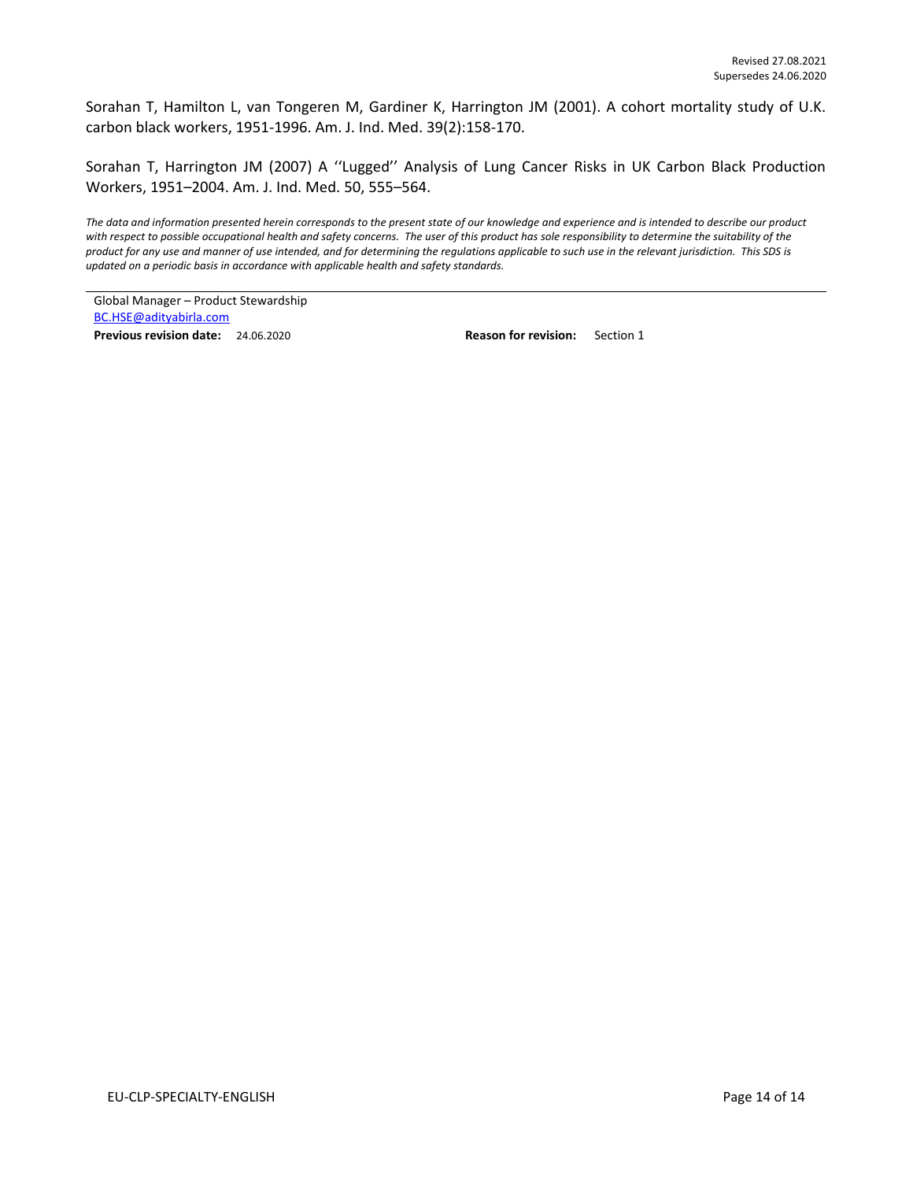Sorahan T, Hamilton L, van Tongeren M, Gardiner K, Harrington JM (2001). A cohort mortality study of U.K. carbon black workers, 1951-1996. Am. J. Ind. Med. 39(2):158-170.

Sorahan T, Harrington JM (2007) A ''Lugged'' Analysis of Lung Cancer Risks in UK Carbon Black Production Workers, 1951–2004. Am. J. Ind. Med. 50, 555–564.

*The data and information presented herein corresponds to the present state of our knowledge and experience and is intended to describe our product with respect to possible occupational health and safety concerns. The user of this product has sole responsibility to determine the suitability of the product for any use and manner of use intended, and for determining the regulations applicable to such use in the relevant jurisdiction. This SDS is updated on a periodic basis in accordance with applicable health and safety standards.*

---

Global Manager – Product Stewardship
BC.HSE@adityabirla.com

**Previous revision date:** 24.06.2020 **Reason for revision:** Section 1